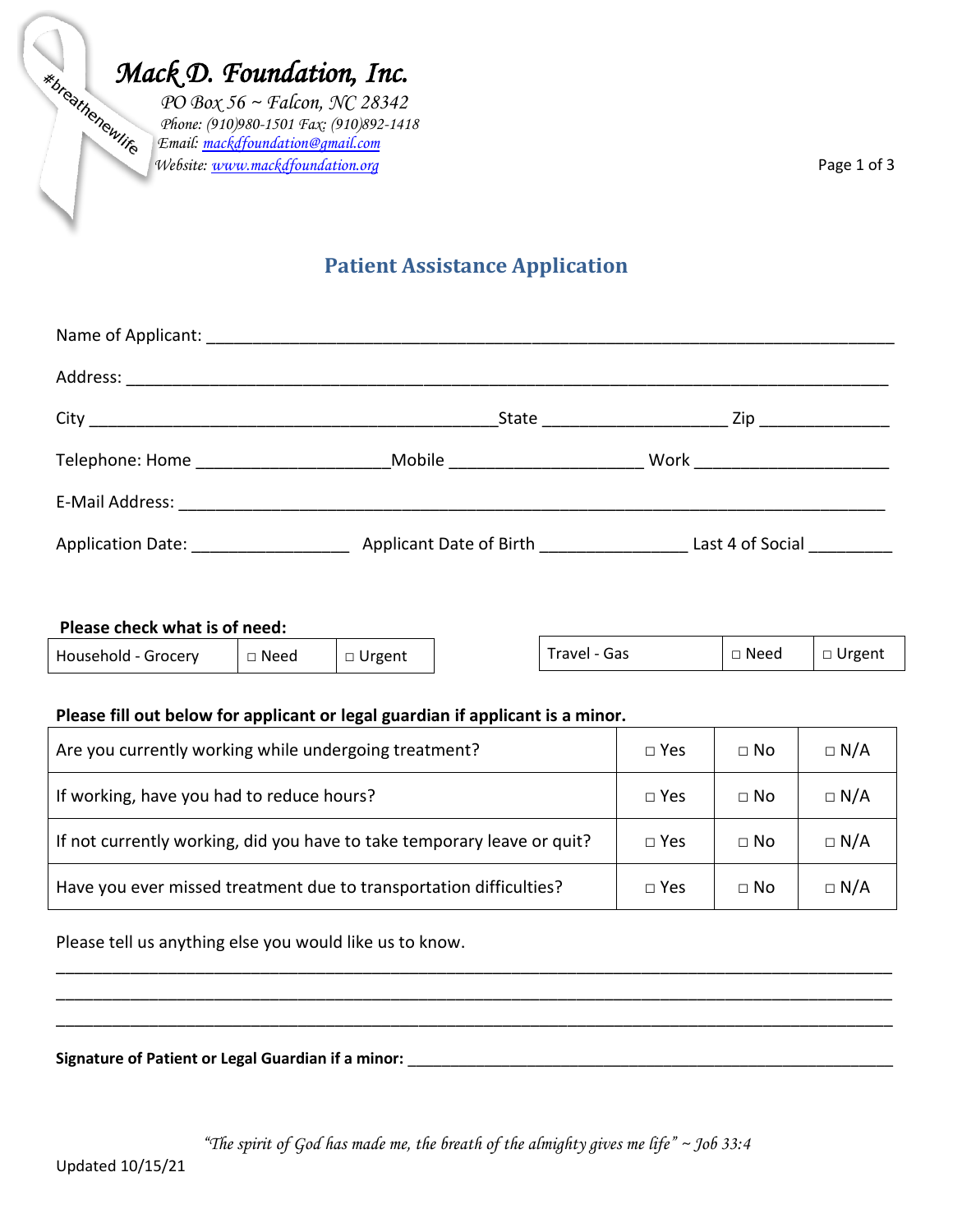*#breathenewlife*

*Mack D. Foundation, Inc.*

*PO Box 56 ~ Falcon, NC 28342*
*Phone: (910)980-1501 Fax: (910)892-1418*
*Email: mackdfoundation@gmail.com*
*Website: www.mackdfoundation.org*

## Patient Assistance Application

Name of Applicant: ___________________________________________________________________________

Address: ________________________________________________________________________________

City ____________________________________________State __________________ Zip _____________

Telephone: Home ____________________Mobile ____________________ Work ____________________

E-Mail Address: ____________________________________________________________________________

Application Date: ________________ Applicant Date of Birth _______________ Last 4 of Social _________

**Please check what is of need:**

| Household - Grocery | □ Need | □ Urgent |
|---|---|---|

| Travel - Gas | □ Need | □ Urgent |
|---|---|---|

**Please fill out below for applicant or legal guardian if applicant is a minor.**

| | | | |
|---|---|---|---|
| Are you currently working while undergoing treatment? | □ Yes | □ No | □ N/A |
| If working, have you had to reduce hours? | □ Yes | □ No | □ N/A |
| If not currently working, did you have to take temporary leave or quit? | □ Yes | □ No | □ N/A |
| Have you ever missed treatment due to transportation difficulties? | □ Yes | □ No | □ N/A |

Please tell us anything else you would like us to know.

_____________________________________________________________________________________________

_____________________________________________________________________________________________

_____________________________________________________________________________________________

**Signature of Patient or Legal Guardian if a minor:** _____________________________________________________

*"The spirit of God has made me, the breath of the almighty gives me life" ~ Job 33:4*

Updated 10/15/21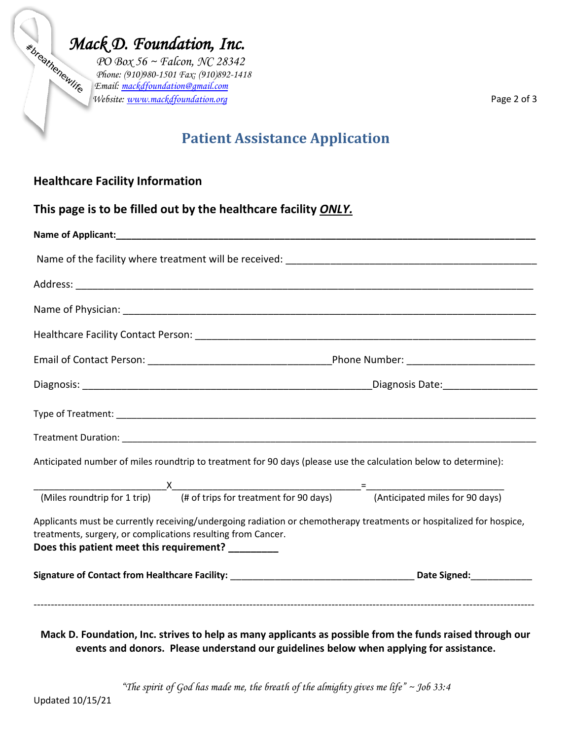*Mack D. Foundation, Inc.*

*PO Box 56 ~ Falcon, NC 28342*
*Phone: (910)980-1501 Fax: (910)892-1418*
*Email: mackdfoundation@gmail.com*
*Website: www.mackdfoundation.org*

# Patient Assistance Application

## Healthcare Facility Information

### This page is to be filled out by the healthcare facility ***ONLY.***

**Name of Applicant:**___________________________________________________________________________

Name of the facility where treatment will be received: ____________________________________________

Address: _________________________________________________________________________________

Name of Physician: ________________________________________________________________________

Healthcare Facility Contact Person: ___________________________________________________________

Email of Contact Person: _______________________________Phone Number: _____________________

Diagnosis: _____________________________________________________Diagnosis Date:_______________

Type of Treatment: _________________________________________________________________________

Treatment Duration: ________________________________________________________________________

Anticipated number of miles roundtrip to treatment for 90 days (please use the calculation below to determine):

________________________ X __________________________________ = _________________________
(Miles roundtrip for 1 trip) (# of trips for treatment for 90 days) (Anticipated miles for 90 days)

Applicants must be currently receiving/undergoing radiation or chemotherapy treatments or hospitalized for hospice, treatments, surgery, or complications resulting from Cancer.
**Does this patient meet this requirement? _________**

**Signature of Contact from Healthcare Facility:** ___________________________________ **Date Signed:**____________

---

**Mack D. Foundation, Inc. strives to help as many applicants as possible from the funds raised through our events and donors. Please understand our guidelines below when applying for assistance.**

*"The spirit of God has made me, the breath of the almighty gives me life" ~ Job 33:4*

Updated 10/15/21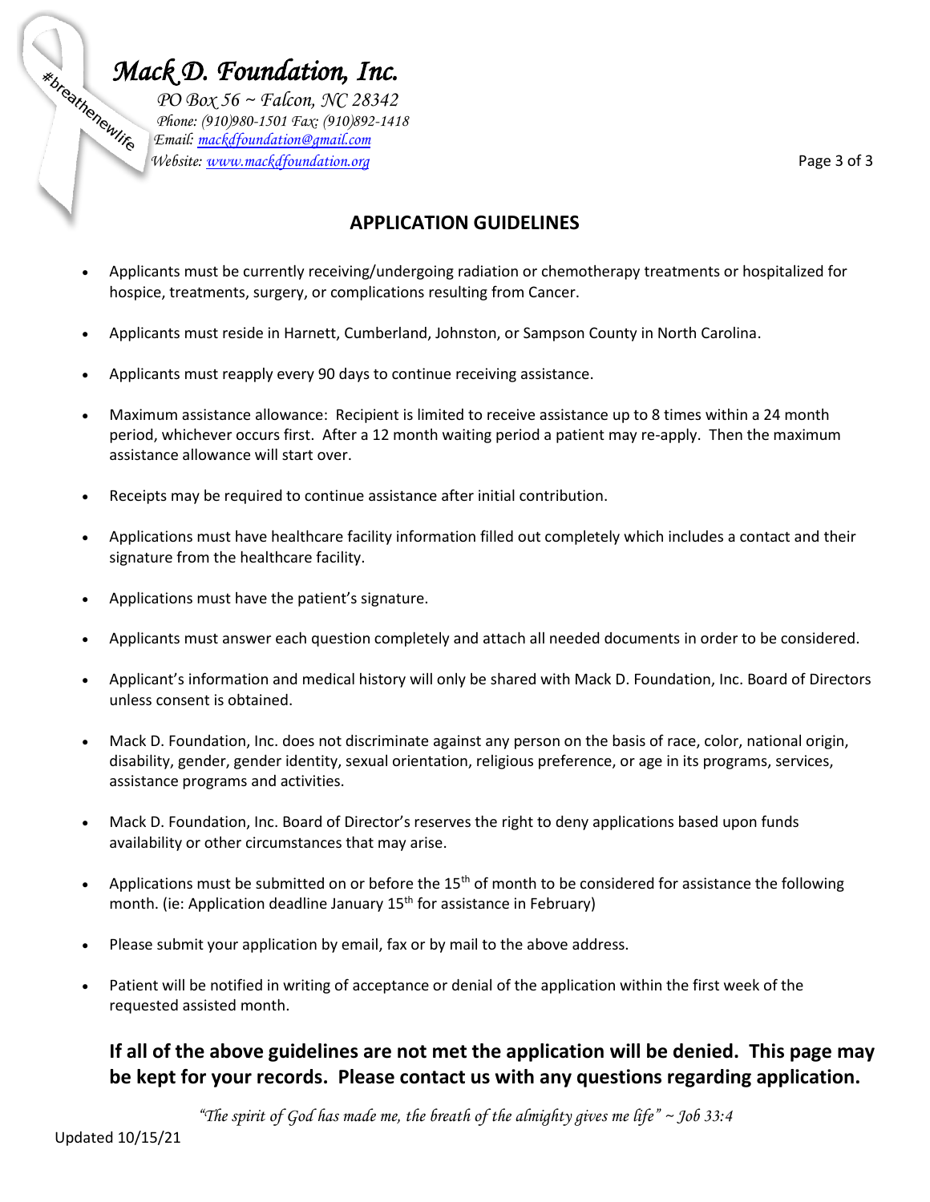# *Mack D. Foundation, Inc.*

*PO Box 56 ~ Falcon, NC 28342*
*Phone: (910)980-1501 Fax: (910)892-1418*
*Email: mackdfoundation@gmail.com*
*Website: www.mackdfoundation.org*

#breathenewlife

## APPLICATION GUIDELINES

- Applicants must be currently receiving/undergoing radiation or chemotherapy treatments or hospitalized for hospice, treatments, surgery, or complications resulting from Cancer.
- Applicants must reside in Harnett, Cumberland, Johnston, or Sampson County in North Carolina.
- Applicants must reapply every 90 days to continue receiving assistance.
- Maximum assistance allowance: Recipient is limited to receive assistance up to 8 times within a 24 month period, whichever occurs first. After a 12 month waiting period a patient may re-apply. Then the maximum assistance allowance will start over.
- Receipts may be required to continue assistance after initial contribution.
- Applications must have healthcare facility information filled out completely which includes a contact and their signature from the healthcare facility.
- Applications must have the patient's signature.
- Applicants must answer each question completely and attach all needed documents in order to be considered.
- Applicant's information and medical history will only be shared with Mack D. Foundation, Inc. Board of Directors unless consent is obtained.
- Mack D. Foundation, Inc. does not discriminate against any person on the basis of race, color, national origin, disability, gender, gender identity, sexual orientation, religious preference, or age in its programs, services, assistance programs and activities.
- Mack D. Foundation, Inc. Board of Director's reserves the right to deny applications based upon funds availability or other circumstances that may arise.
- Applications must be submitted on or before the 15th of month to be considered for assistance the following month. (ie: Application deadline January 15th for assistance in February)
- Please submit your application by email, fax or by mail to the above address.
- Patient will be notified in writing of acceptance or denial of the application within the first week of the requested assisted month.

**If all of the above guidelines are not met the application will be denied. This page may be kept for your records. Please contact us with any questions regarding application.**

*"The spirit of God has made me, the breath of the almighty gives me life" ~ Job 33:4*

Updated 10/15/21